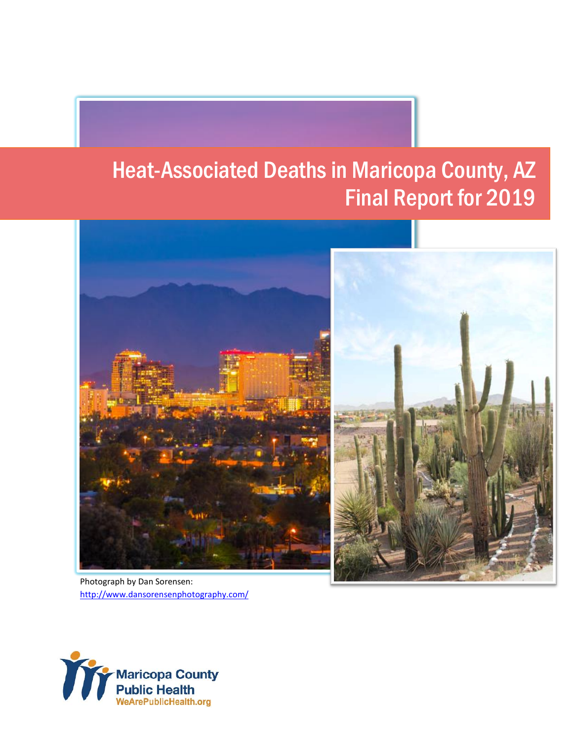# Heat-Associated Deaths in Maricopa County, AZ
# Final Report for 2019

Photograph by Dan Sorensen:
http://www.dansorensenphotography.com/

Maricopa County
Public Health
WeArePublicHealth.org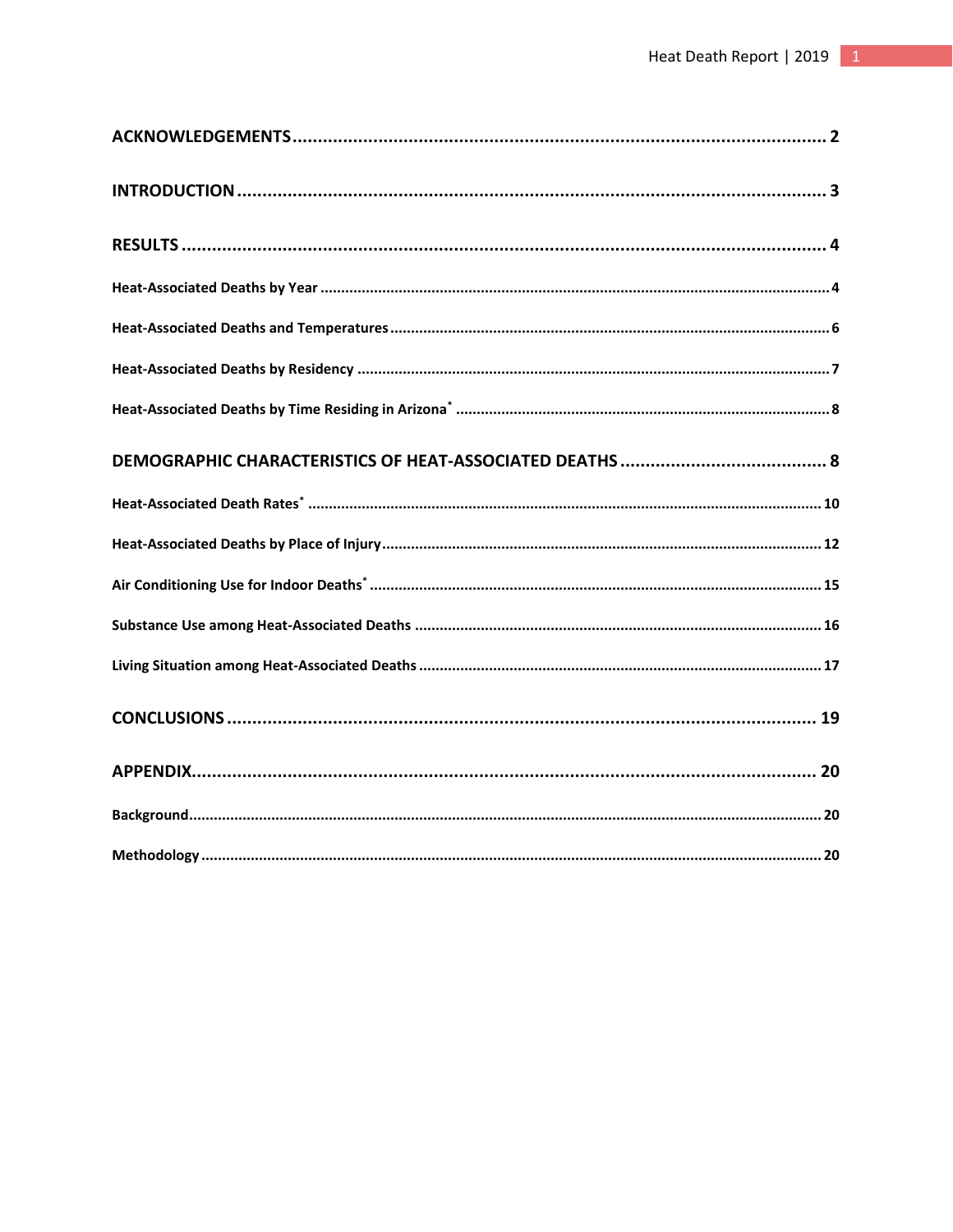**ACKNOWLEDGEMENTS** .......... 2

**INTRODUCTION** .......... 3

**RESULTS** .......... 4

**Heat-Associated Deaths by Year** .......... 4

**Heat-Associated Deaths and Temperatures** .......... 6

**Heat-Associated Deaths by Residency** .......... 7

**Heat-Associated Deaths by Time Residing in Arizona*** .......... 8

**DEMOGRAPHIC CHARACTERISTICS OF HEAT-ASSOCIATED DEATHS** .......... 8

**Heat-Associated Death Rates*** .......... 10

**Heat-Associated Deaths by Place of Injury** .......... 12

**Air Conditioning Use for Indoor Deaths*** .......... 15

**Substance Use among Heat-Associated Deaths** .......... 16

**Living Situation among Heat-Associated Deaths** .......... 17

**CONCLUSIONS** .......... 19

**APPENDIX** .......... 20

**Background** .......... 20

**Methodology** .......... 20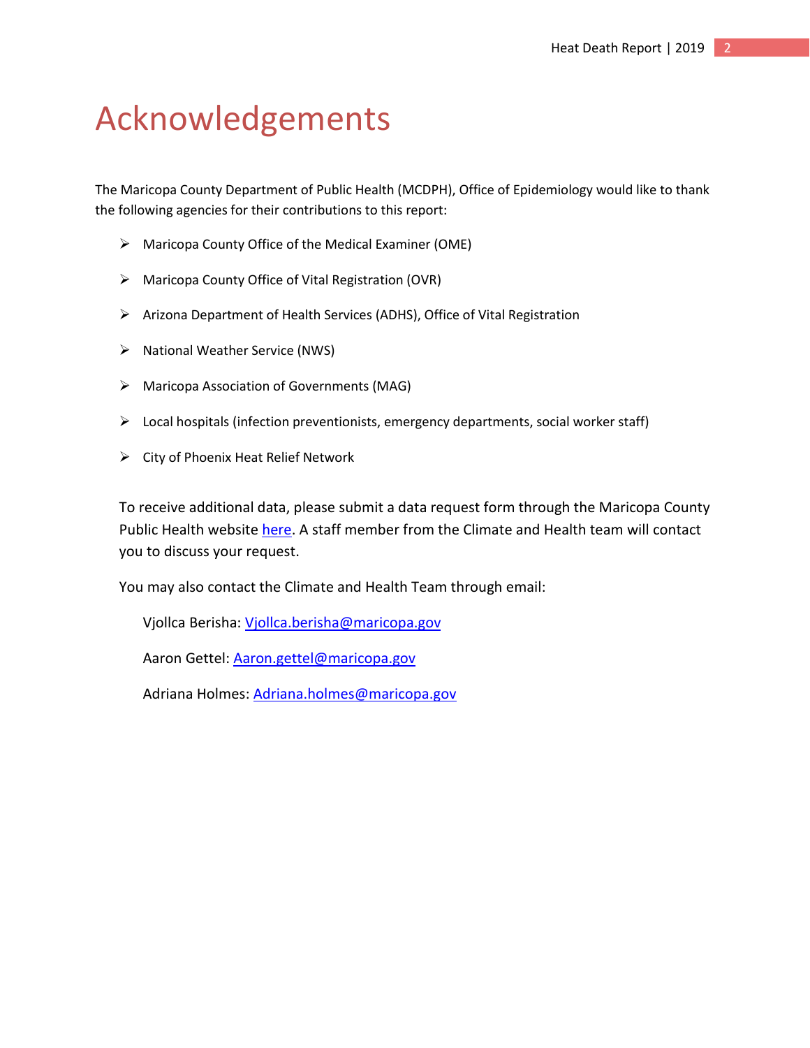# Acknowledgements

The Maricopa County Department of Public Health (MCDPH), Office of Epidemiology would like to thank the following agencies for their contributions to this report:

- Maricopa County Office of the Medical Examiner (OME)
- Maricopa County Office of Vital Registration (OVR)
- Arizona Department of Health Services (ADHS), Office of Vital Registration
- National Weather Service (NWS)
- Maricopa Association of Governments (MAG)
- Local hospitals (infection preventionists, emergency departments, social worker staff)
- City of Phoenix Heat Relief Network

To receive additional data, please submit a data request form through the Maricopa County Public Health website here. A staff member from the Climate and Health team will contact you to discuss your request.

You may also contact the Climate and Health Team through email:

Vjollca Berisha: Vjollca.berisha@maricopa.gov

Aaron Gettel: Aaron.gettel@maricopa.gov

Adriana Holmes: Adriana.holmes@maricopa.gov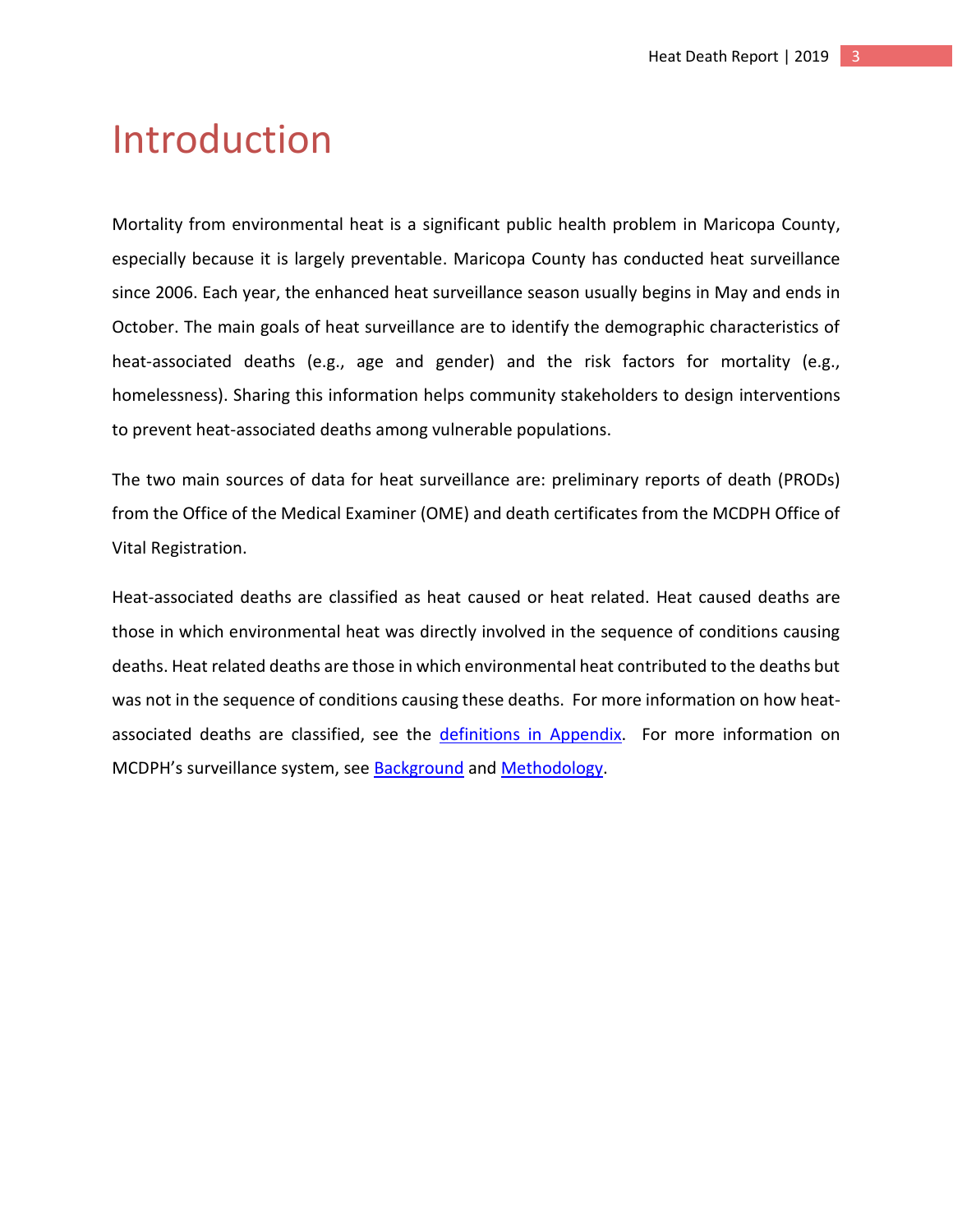# Introduction

Mortality from environmental heat is a significant public health problem in Maricopa County, especially because it is largely preventable. Maricopa County has conducted heat surveillance since 2006. Each year, the enhanced heat surveillance season usually begins in May and ends in October. The main goals of heat surveillance are to identify the demographic characteristics of heat-associated deaths (e.g., age and gender) and the risk factors for mortality (e.g., homelessness). Sharing this information helps community stakeholders to design interventions to prevent heat-associated deaths among vulnerable populations.

The two main sources of data for heat surveillance are: preliminary reports of death (PRODs) from the Office of the Medical Examiner (OME) and death certificates from the MCDPH Office of Vital Registration.

Heat-associated deaths are classified as heat caused or heat related. Heat caused deaths are those in which environmental heat was directly involved in the sequence of conditions causing deaths. Heat related deaths are those in which environmental heat contributed to the deaths but was not in the sequence of conditions causing these deaths. For more information on how heat-associated deaths are classified, see the definitions in Appendix. For more information on MCDPH's surveillance system, see Background and Methodology.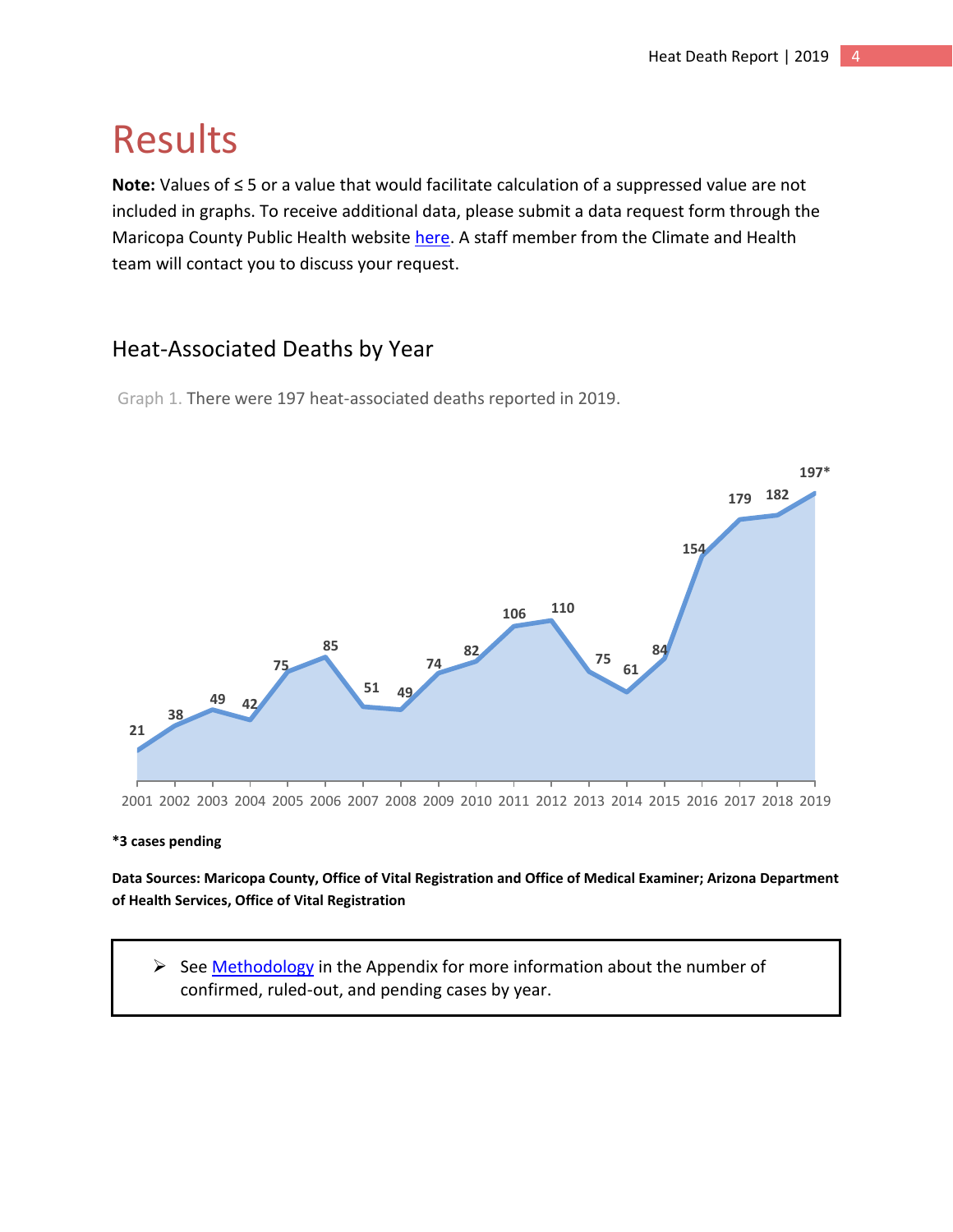# Results

**Note:** Values of ≤ 5 or a value that would facilitate calculation of a suppressed value are not included in graphs. To receive additional data, please submit a data request form through the Maricopa County Public Health website [here](). A staff member from the Climate and Health team will contact you to discuss your request.

## Heat-Associated Deaths by Year

Graph 1. There were 197 heat-associated deaths reported in 2019.

| Year | Deaths |
|---|---|
| 2001 | 21 |
| 2002 | 38 |
| 2003 | 49 |
| 2004 | 42 |
| 2005 | 75 |
| 2006 | 85 |
| 2007 | 51 |
| 2008 | 49 |
| 2009 | 74 |
| 2010 | 82 |
| 2011 | 106 |
| 2012 | 110 |
| 2013 | 75 |
| 2014 | 61 |
| 2015 | 84 |
| 2016 | 154 |
| 2017 | 179 |
| 2018 | 182 |
| 2019 | 197* |

**\*3 cases pending**

**Data Sources: Maricopa County, Office of Vital Registration and Office of Medical Examiner; Arizona Department of Health Services, Office of Vital Registration**

> - See [Methodology]() in the Appendix for more information about the number of confirmed, ruled-out, and pending cases by year.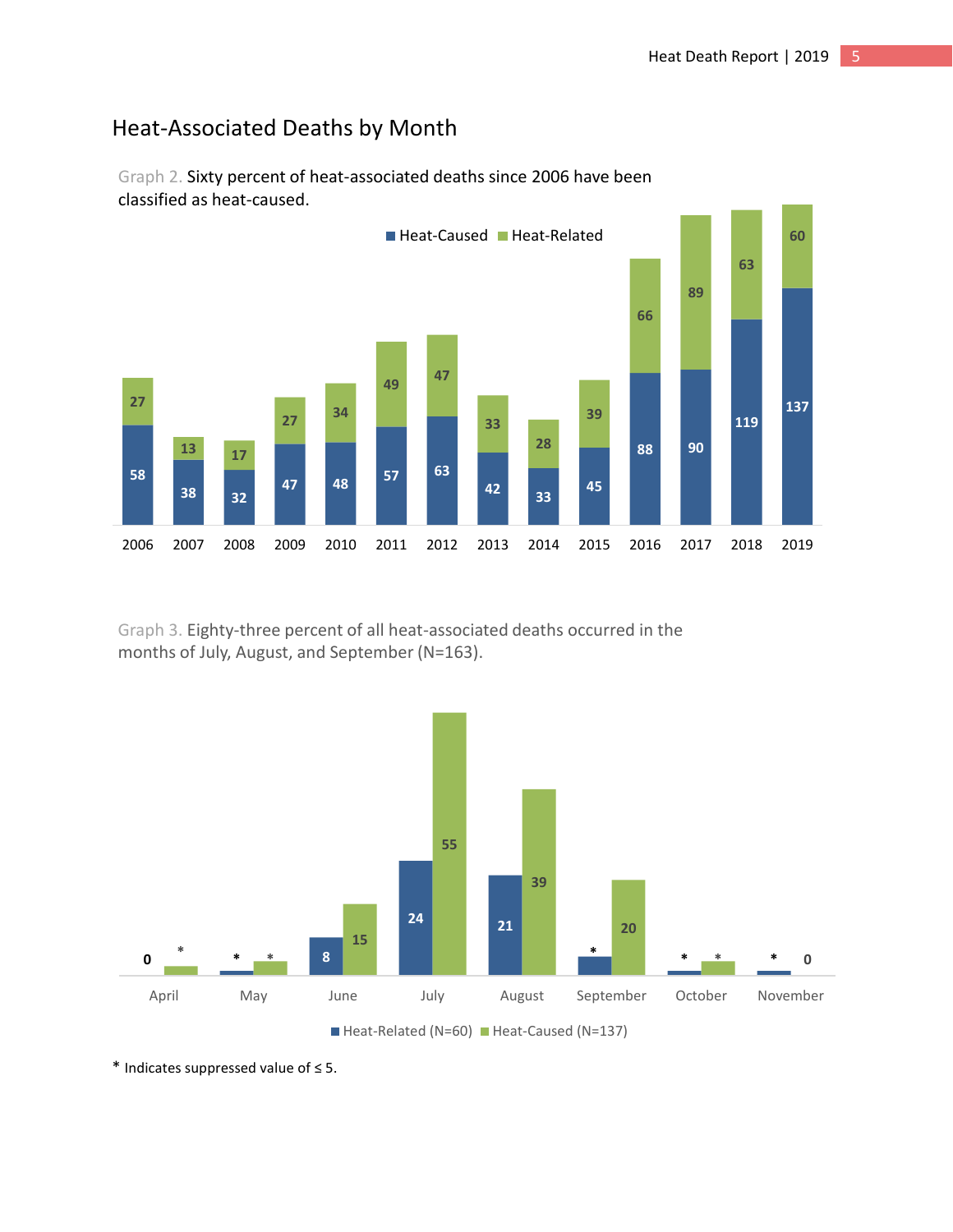## Heat-Associated Deaths by Month

Graph 2. Sixty percent of heat-associated deaths since 2006 have been classified as heat-caused.

| Year | Heat-Caused | Heat-Related |
|---|---|---|
| 2006 | 58 | 27 |
| 2007 | 38 | 13 |
| 2008 | 32 | 17 |
| 2009 | 47 | 27 |
| 2010 | 48 | 34 |
| 2011 | 57 | 49 |
| 2012 | 63 | 47 |
| 2013 | 42 | 33 |
| 2014 | 33 | 28 |
| 2015 | 45 | 39 |
| 2016 | 88 | 66 |
| 2017 | 90 | 89 |
| 2018 | 119 | 63 |
| 2019 | 137 | 60 |

Graph 3. Eighty-three percent of all heat-associated deaths occurred in the months of July, August, and September (N=163).

| Month | Heat-Related (N=60) | Heat-Caused (N=137) |
|---|---|---|
| April | 0 | * |
| May | * | * |
| June | 8 | 15 |
| July | 24 | 55 |
| August | 21 | 39 |
| September | * | 20 |
| October | * | * |
| November | * | 0 |

\* Indicates suppressed value of ≤ 5.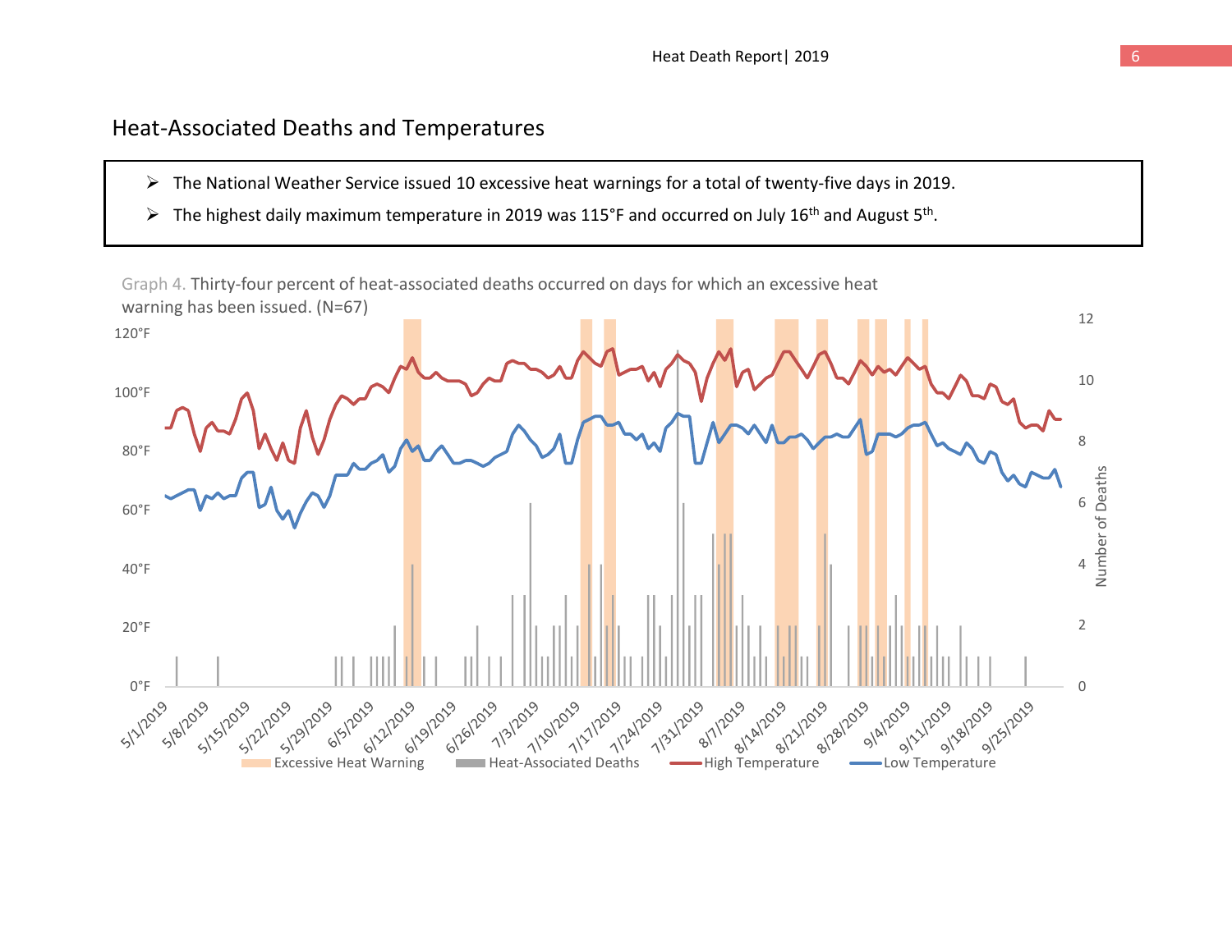## Heat-Associated Deaths and Temperatures

- The National Weather Service issued 10 excessive heat warnings for a total of twenty-five days in 2019.
- The highest daily maximum temperature in 2019 was 115°F and occurred on July 16th and August 5th.

Graph 4. Thirty-four percent of heat-associated deaths occurred on days for which an excessive heat warning has been issued. (N=67)

Excessive Heat Warning | Heat-Associated Deaths | High Temperature | Low Temperature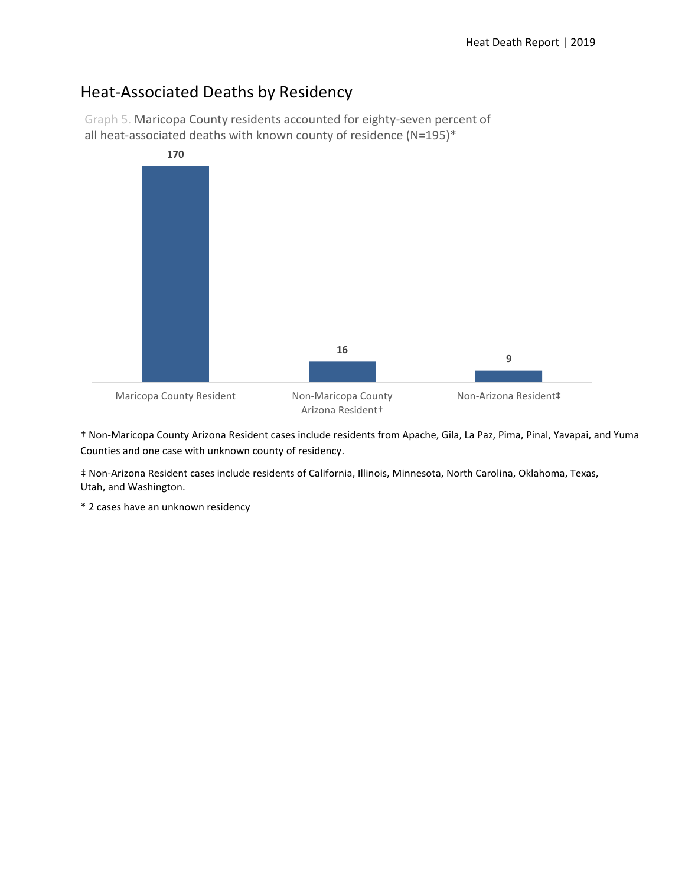## Heat-Associated Deaths by Residency

Graph 5. Maricopa County residents accounted for eighty-seven percent of all heat-associated deaths with known county of residence (N=195)*

| Residency | Deaths |
|---|---|
| Maricopa County Resident | 170 |
| Non-Maricopa County Arizona Resident† | 16 |
| Non-Arizona Resident‡ | 9 |

† Non-Maricopa County Arizona Resident cases include residents from Apache, Gila, La Paz, Pima, Pinal, Yavapai, and Yuma Counties and one case with unknown county of residency.

‡ Non-Arizona Resident cases include residents of California, Illinois, Minnesota, North Carolina, Oklahoma, Texas, Utah, and Washington.

* 2 cases have an unknown residency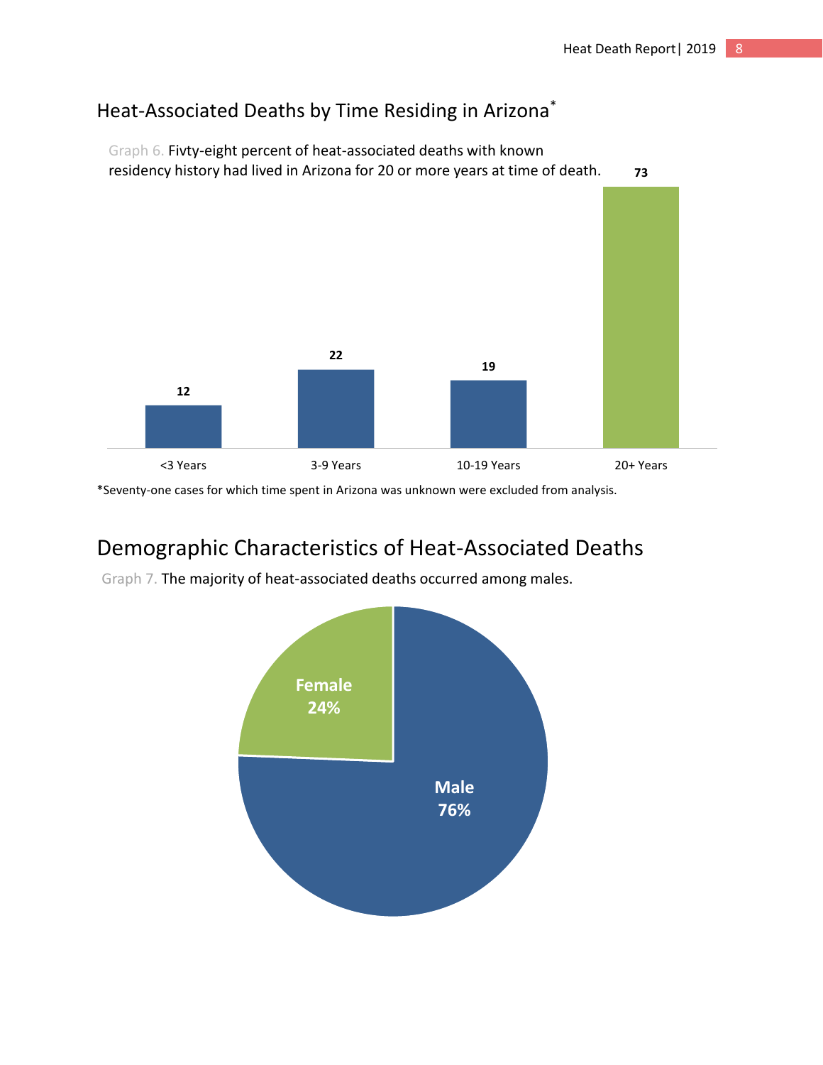## Heat-Associated Deaths by Time Residing in Arizona*

Graph 6. Fivty-eight percent of heat-associated deaths with known residency history had lived in Arizona for 20 or more years at time of death.

| Time Residing in Arizona | Deaths |
|---|---|
| <3 Years | 12 |
| 3-9 Years | 22 |
| 10-19 Years | 19 |
| 20+ Years | 73 |

*Seventy-one cases for which time spent in Arizona was unknown were excluded from analysis.

## Demographic Characteristics of Heat-Associated Deaths

Graph 7. The majority of heat-associated deaths occurred among males.

| Sex | Percent |
|---|---|
| Female | 24% |
| Male | 76% |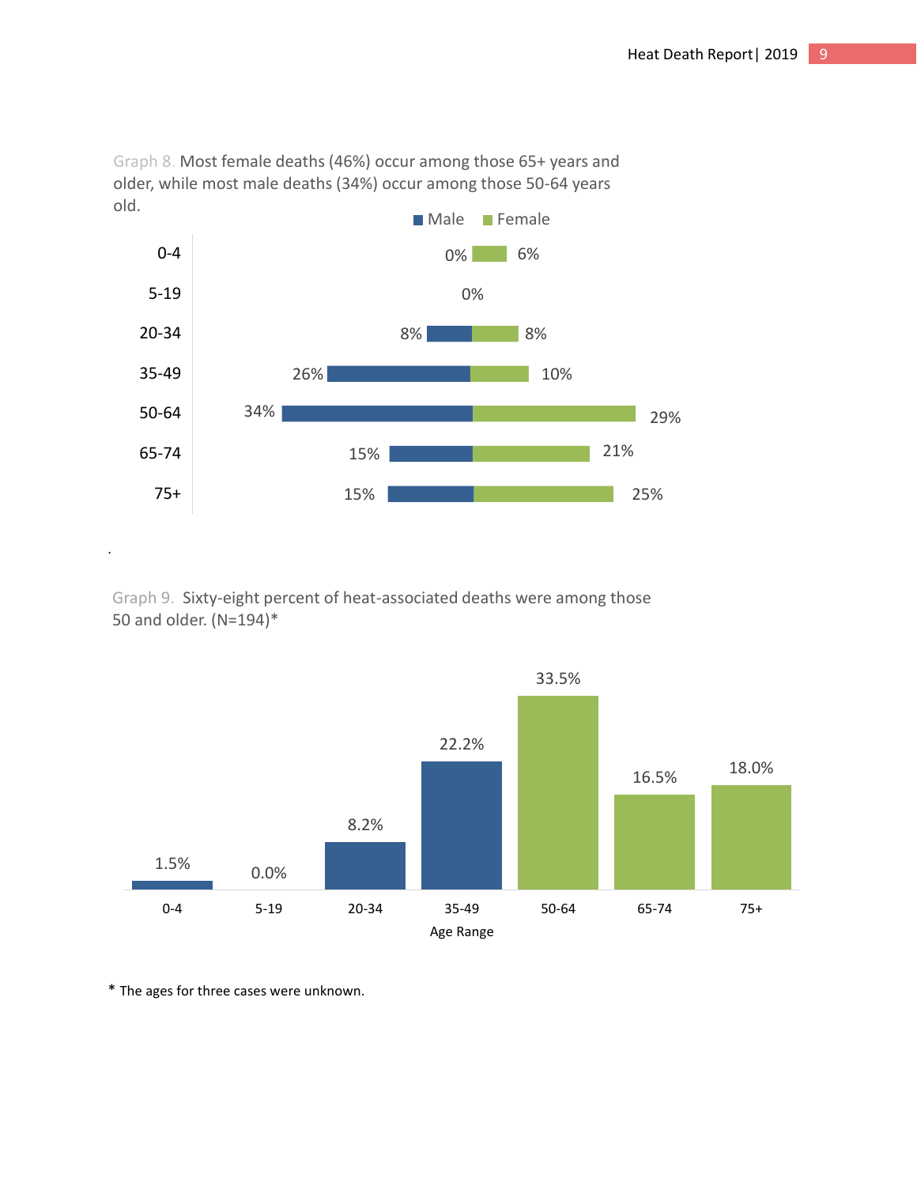Graph 8. Most female deaths (46%) occur among those 65+ years and older, while most male deaths (34%) occur among those 50-64 years old.

| Age | Male | Female |
|---|---|---|
| 0-4 | 0% | 6% |
| 5-19 | 0% | 0% |
| 20-34 | 8% | 8% |
| 35-49 | 26% | 10% |
| 50-64 | 34% | 29% |
| 65-74 | 15% | 21% |
| 75+ | 15% | 25% |

.

Graph 9. Sixty-eight percent of heat-associated deaths were among those 50 and older. (N=194)*

| Age Range | Percent |
|---|---|
| 0-4 | 1.5% |
| 5-19 | 0.0% |
| 20-34 | 8.2% |
| 35-49 | 22.2% |
| 50-64 | 33.5% |
| 65-74 | 16.5% |
| 75+ | 18.0% |

* The ages for three cases were unknown.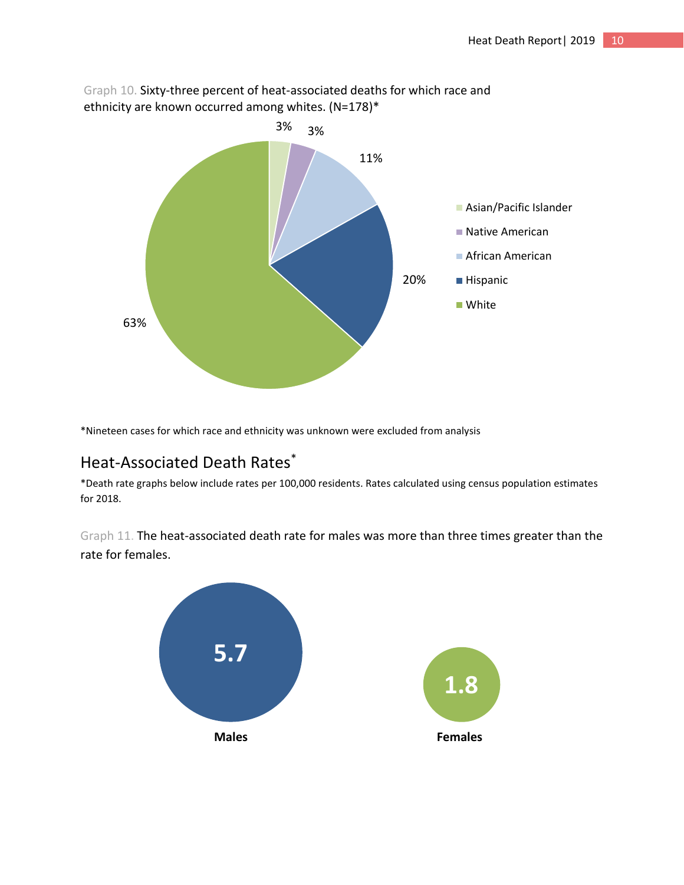Graph 10. Sixty-three percent of heat-associated deaths for which race and ethnicity are known occurred among whites. (N=178)*

| Race/Ethnicity | Percent |
|---|---|
| Asian/Pacific Islander | 3% |
| Native American | 3% |
| African American | 11% |
| Hispanic | 20% |
| White | 63% |

*Nineteen cases for which race and ethnicity was unknown were excluded from analysis

## Heat-Associated Death Rates*

*Death rate graphs below include rates per 100,000 residents. Rates calculated using census population estimates for 2018.

Graph 11. The heat-associated death rate for males was more than three times greater than the rate for females.

| | Rate |
|---|---|
| **Males** | 5.7 |
| **Females** | 1.8 |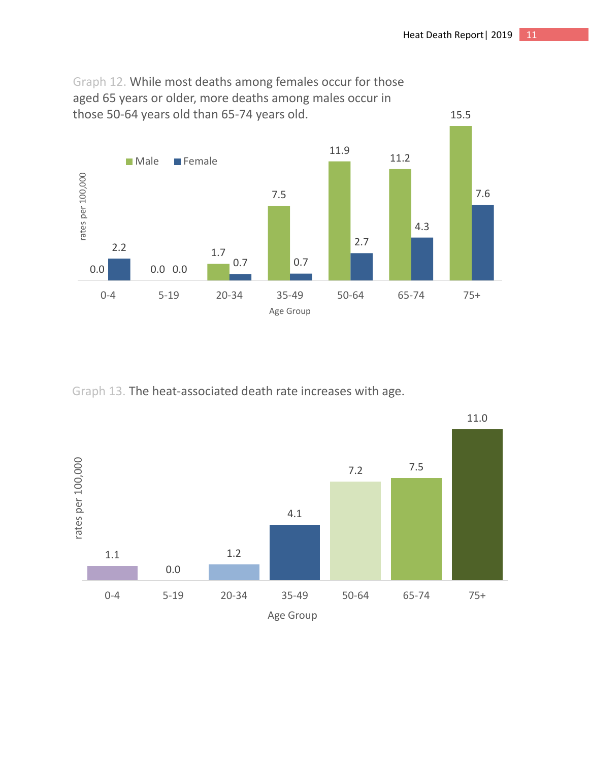Graph 12. While most deaths among females occur for those aged 65 years or older, more deaths among males occur in those 50-64 years old than 65-74 years old.

| Age Group | Male | Female |
|---|---|---|
| 0-4 | 0.0 | 2.2 |
| 5-19 | 0.0 | 0.0 |
| 20-34 | 1.7 | 0.7 |
| 35-49 | 7.5 | 0.7 |
| 50-64 | 11.9 | 2.7 |
| 65-74 | 11.2 | 4.3 |
| 75+ | 15.5 | 7.6 |

rates per 100,000

Graph 13. The heat-associated death rate increases with age.

| Age Group | rates per 100,000 |
|---|---|
| 0-4 | 1.1 |
| 5-19 | 0.0 |
| 20-34 | 1.2 |
| 35-49 | 4.1 |
| 50-64 | 7.2 |
| 65-74 | 7.5 |
| 75+ | 11.0 |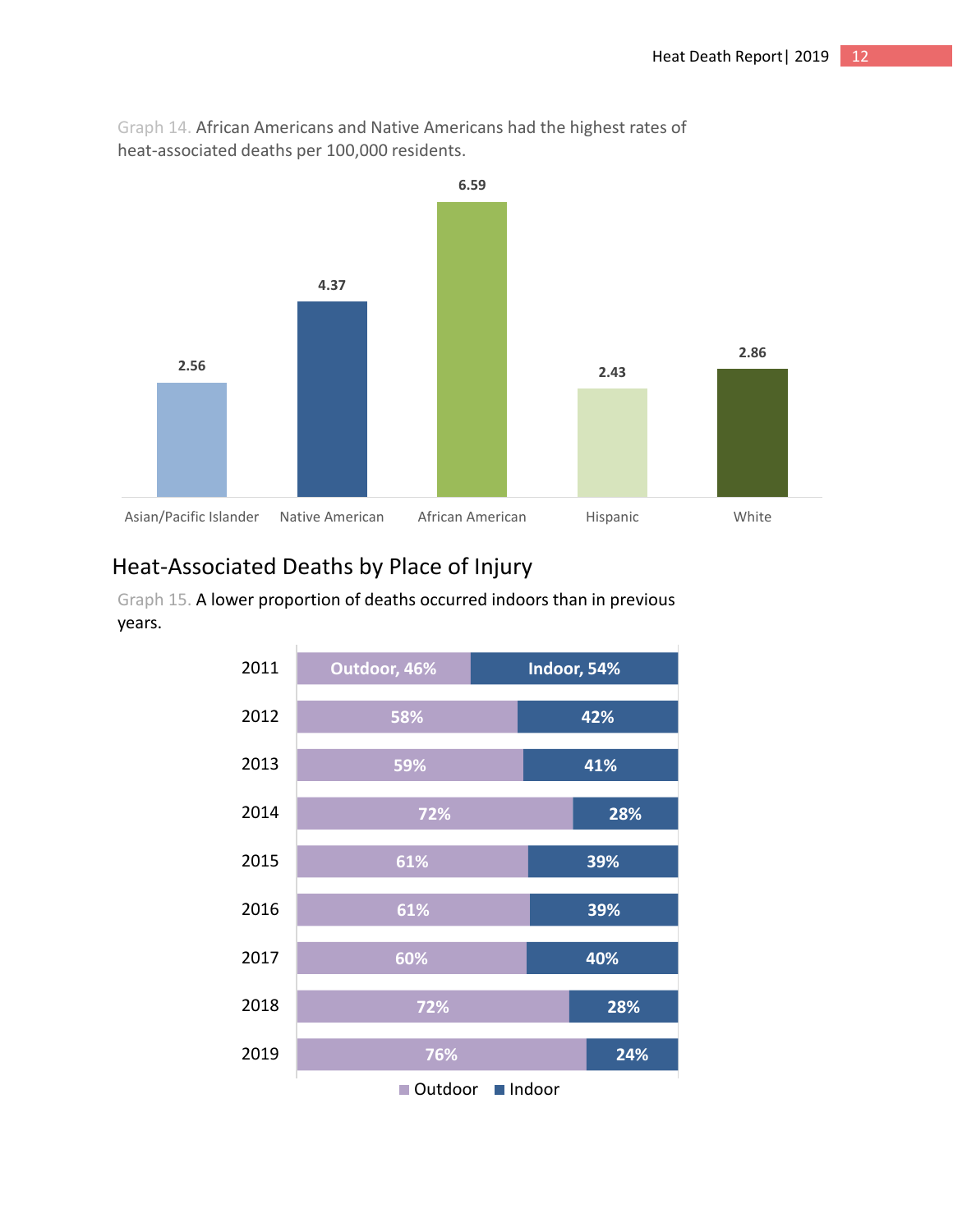Graph 14. African Americans and Native Americans had the highest rates of heat-associated deaths per 100,000 residents.

| Race/Ethnicity | Rate per 100,000 |
| --- | --- |
| Asian/Pacific Islander | 2.56 |
| Native American | 4.37 |
| African American | 6.59 |
| Hispanic | 2.43 |
| White | 2.86 |

## Heat-Associated Deaths by Place of Injury

Graph 15. A lower proportion of deaths occurred indoors than in previous years.

| Year | Outdoor | Indoor |
| --- | --- | --- |
| 2011 | 46% | 54% |
| 2012 | 58% | 42% |
| 2013 | 59% | 41% |
| 2014 | 72% | 28% |
| 2015 | 61% | 39% |
| 2016 | 61% | 39% |
| 2017 | 60% | 40% |
| 2018 | 72% | 28% |
| 2019 | 76% | 24% |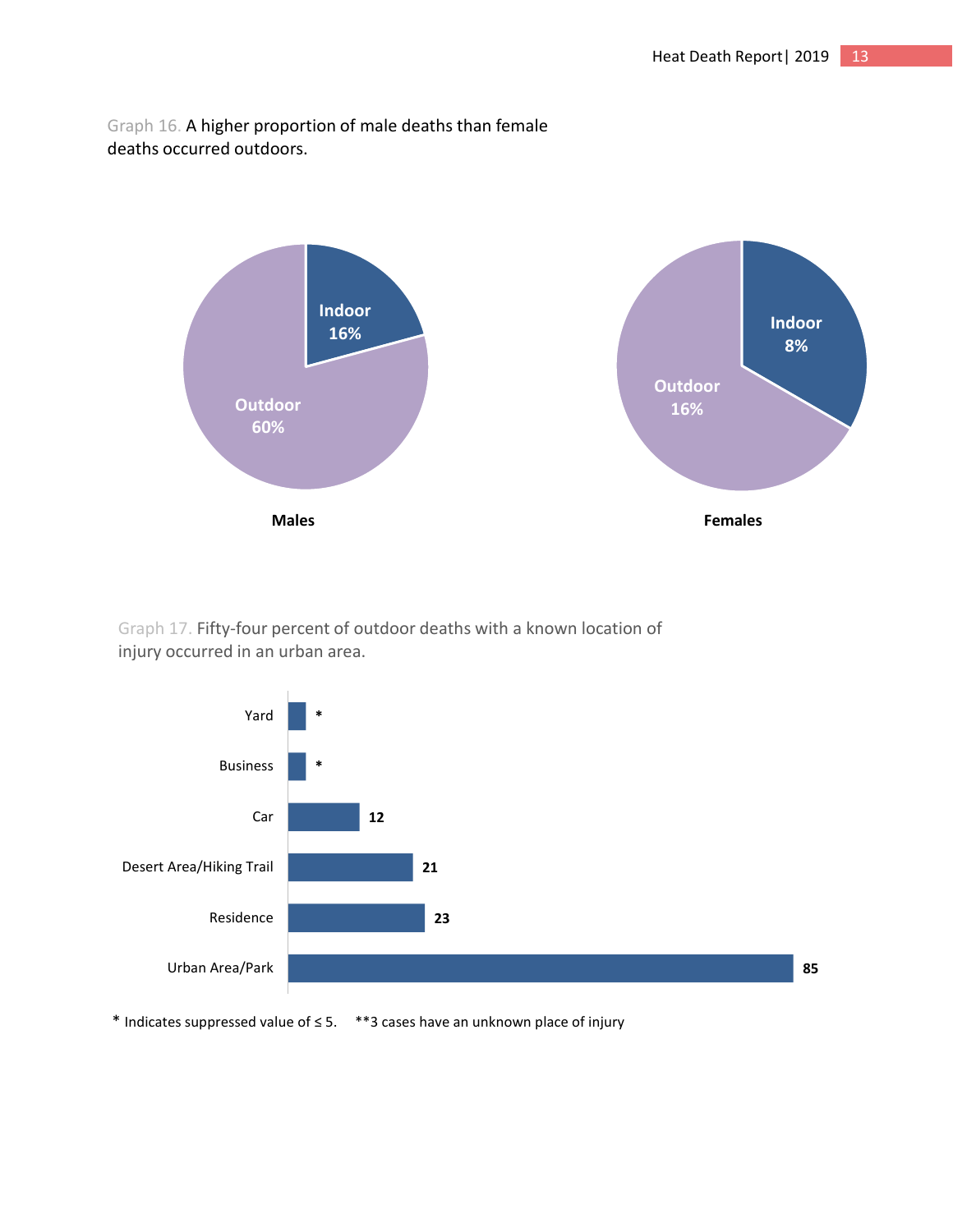Graph 16. A higher proportion of male deaths than female deaths occurred outdoors.

| | Indoor | Outdoor |
|---|---|---|
| Males | 16% | 60% |
| Females | 8% | 16% |

Graph 17. Fifty-four percent of outdoor deaths with a known location of injury occurred in an urban area.

| Location | Deaths |
|---|---|
| Yard | * |
| Business | * |
| Car | 12 |
| Desert Area/Hiking Trail | 21 |
| Residence | 23 |
| Urban Area/Park | 85 |

\* Indicates suppressed value of ≤ 5. **3 cases have an unknown place of injury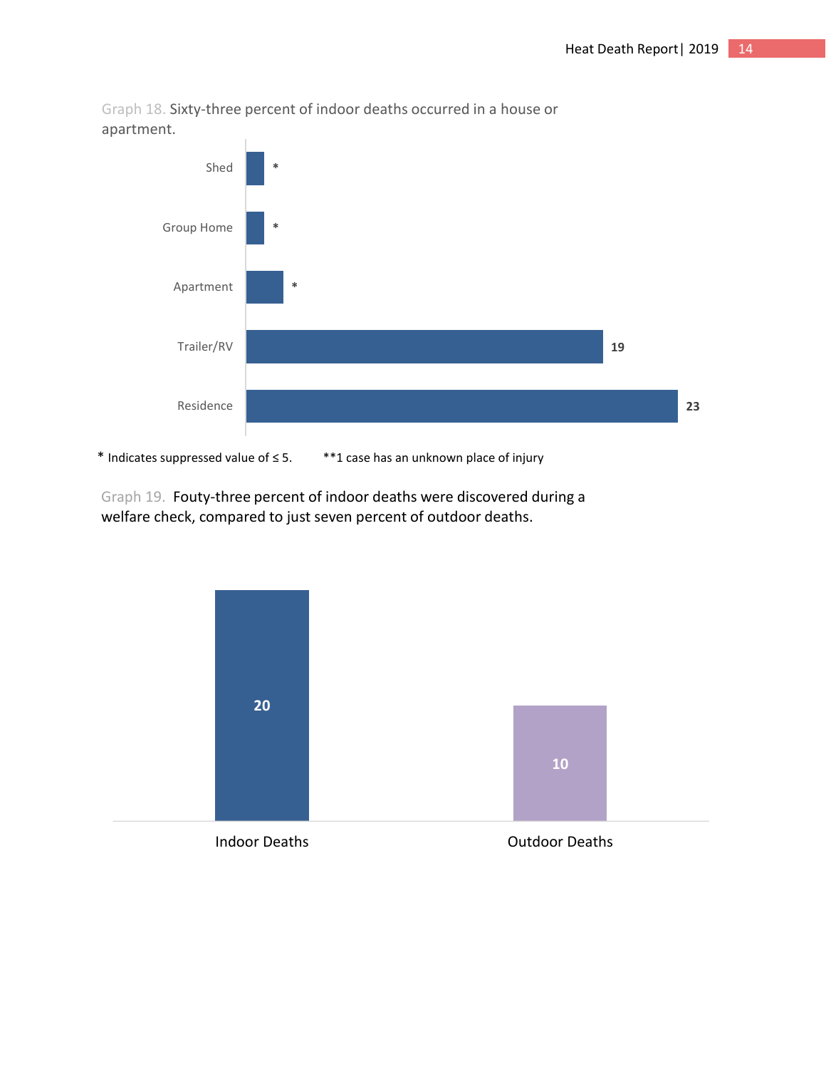Graph 18. Sixty-three percent of indoor deaths occurred in a house or apartment.

| Place | Deaths |
|---|---|
| Shed | * |
| Group Home | * |
| Apartment | * |
| Trailer/RV | 19 |
| Residence | 23 |

* Indicates suppressed value of ≤ 5. **1 case has an unknown place of injury

Graph 19. Fouty-three percent of indoor deaths were discovered during a welfare check, compared to just seven percent of outdoor deaths.

| | Deaths |
|---|---|
| Indoor Deaths | 20 |
| Outdoor Deaths | 10 |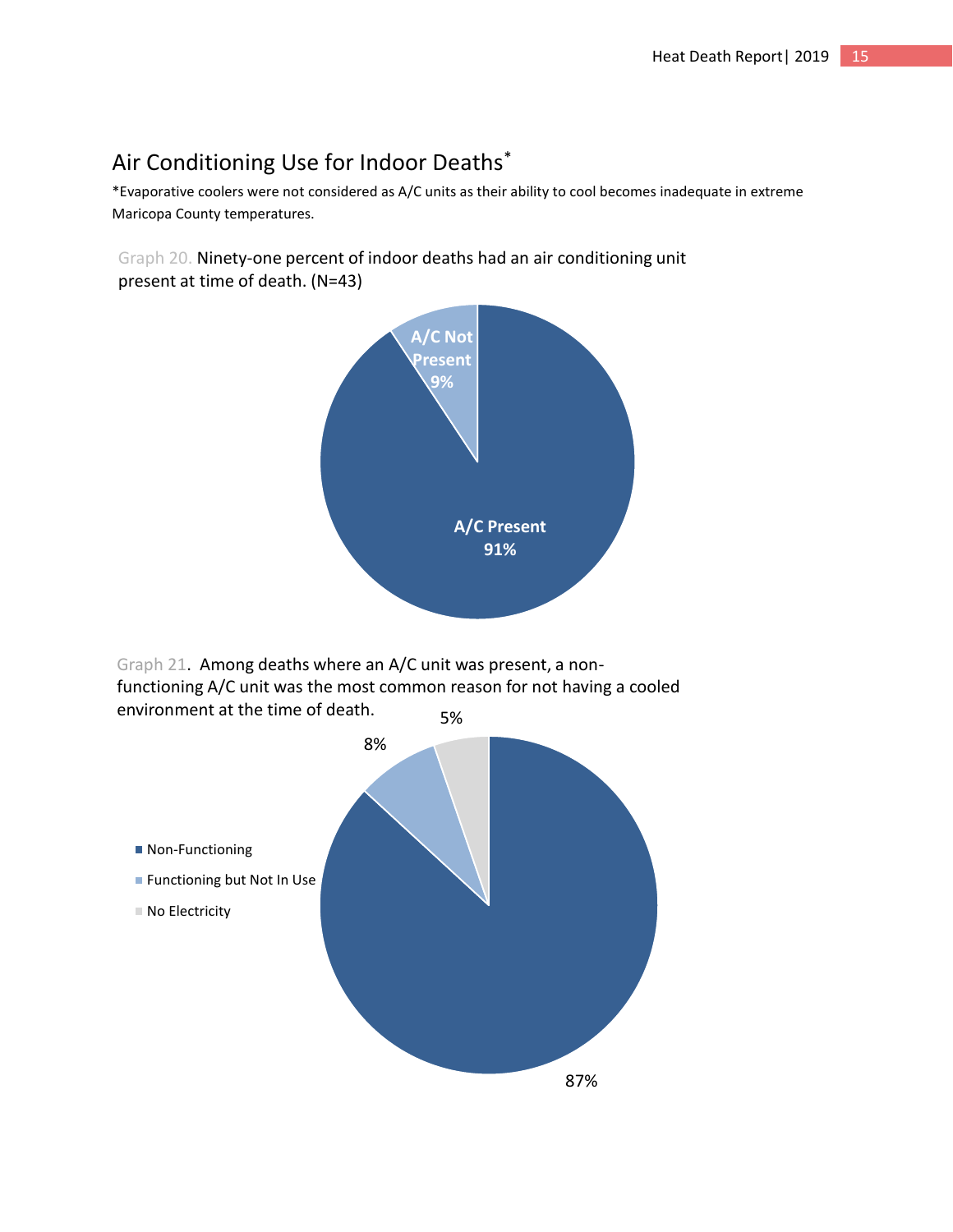## Air Conditioning Use for Indoor Deaths*

*Evaporative coolers were not considered as A/C units as their ability to cool becomes inadequate in extreme Maricopa County temperatures.

Graph 20. Ninety-one percent of indoor deaths had an air conditioning unit present at time of death. (N=43)

A/C Not Present 9%

A/C Present 91%

Graph 21. Among deaths where an A/C unit was present, a non-functioning A/C unit was the most common reason for not having a cooled environment at the time of death.

- Non-Functioning: 87%
- Functioning but Not In Use: 8%
- No Electricity: 5%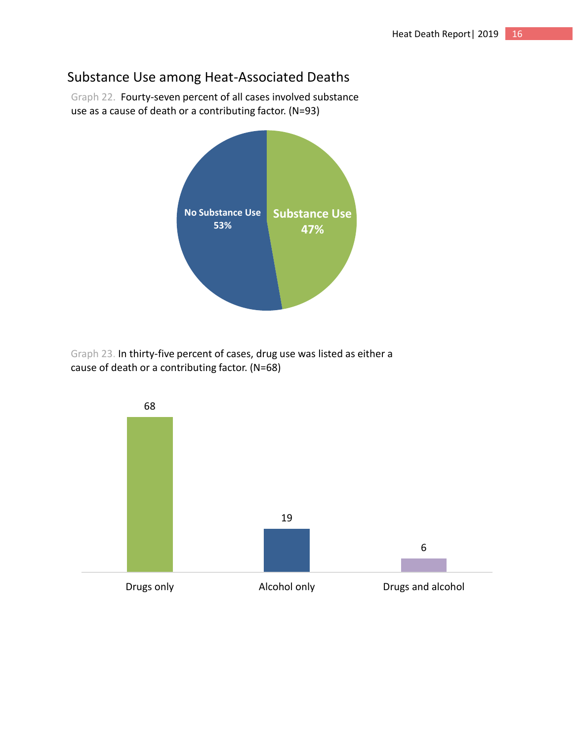## Substance Use among Heat-Associated Deaths

Graph 22. Fourty-seven percent of all cases involved substance use as a cause of death or a contributing factor. (N=93)

| Category | Percent |
| --- | --- |
| No Substance Use | 53% |
| Substance Use | 47% |

Graph 23. In thirty-five percent of cases, drug use was listed as either a cause of death or a contributing factor. (N=68)

| Category | Count |
| --- | --- |
| Drugs only | 68 |
| Alcohol only | 19 |
| Drugs and alcohol | 6 |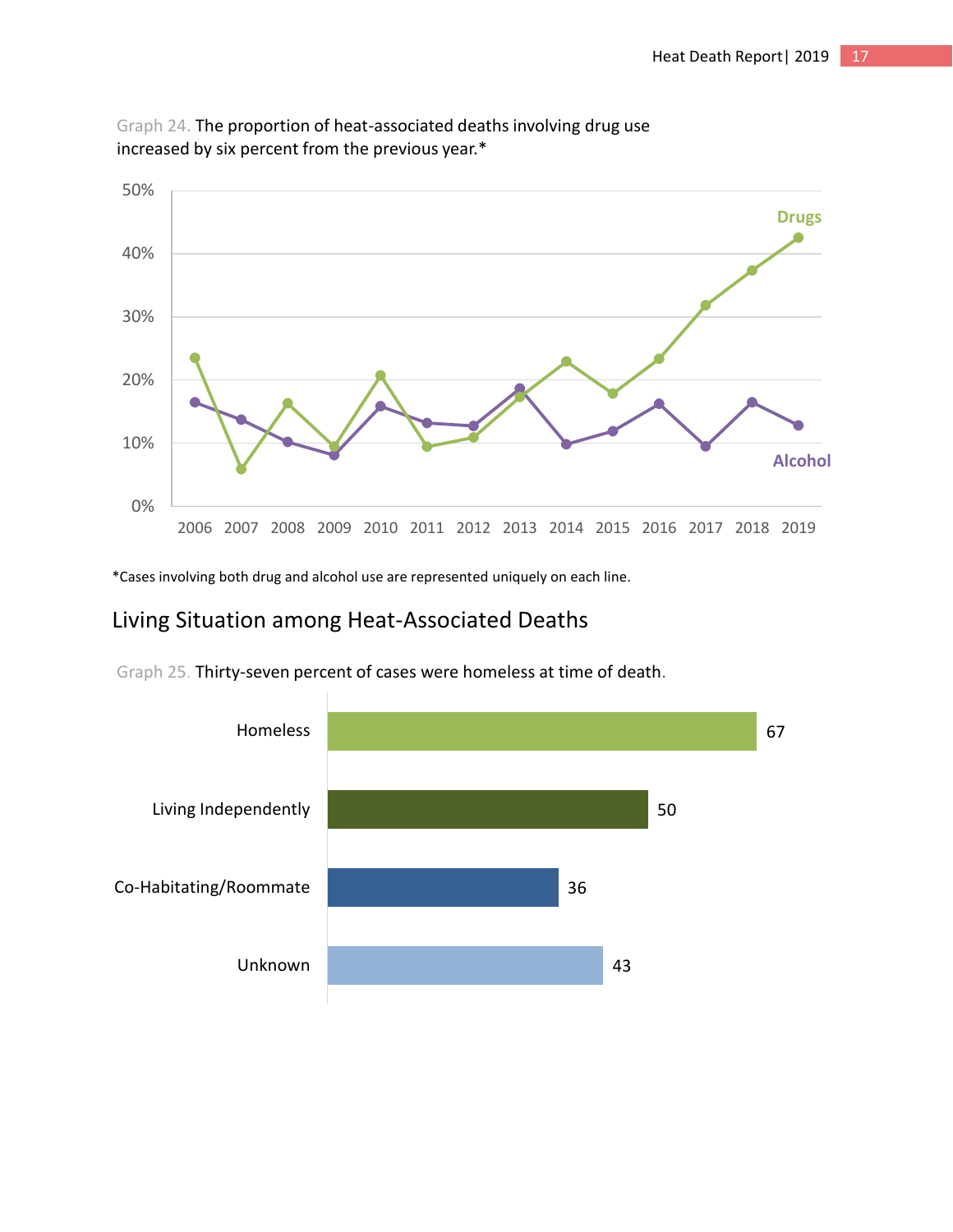Graph 24. The proportion of heat-associated deaths involving drug use increased by six percent from the previous year.*

*Cases involving both drug and alcohol use are represented uniquely on each line.

## Living Situation among Heat-Associated Deaths

Graph 25. Thirty-seven percent of cases were homeless at time of death.

| Living Situation | Count |
| --- | --- |
| Homeless | 67 |
| Living Independently | 50 |
| Co-Habitating/Roommate | 36 |
| Unknown | 43 |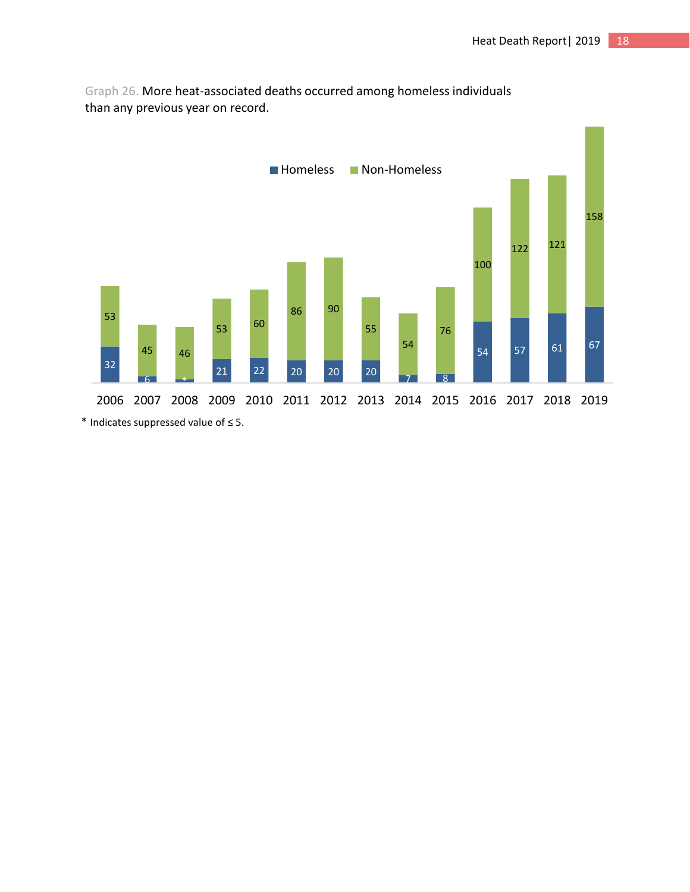Graph 26. More heat-associated deaths occurred among homeless individuals than any previous year on record.

| Year | Homeless | Non-Homeless |
|---|---|---|
| 2006 | 32 | 53 |
| 2007 | 6 | 45 |
| 2008 | * | 46 |
| 2009 | 21 | 53 |
| 2010 | 22 | 60 |
| 2011 | 20 | 86 |
| 2012 | 20 | 90 |
| 2013 | 20 | 55 |
| 2014 | 7 | 54 |
| 2015 | 8 | 76 |
| 2016 | 54 | 100 |
| 2017 | 57 | 122 |
| 2018 | 61 | 121 |
| 2019 | 67 | 158 |

* Indicates suppressed value of ≤ 5.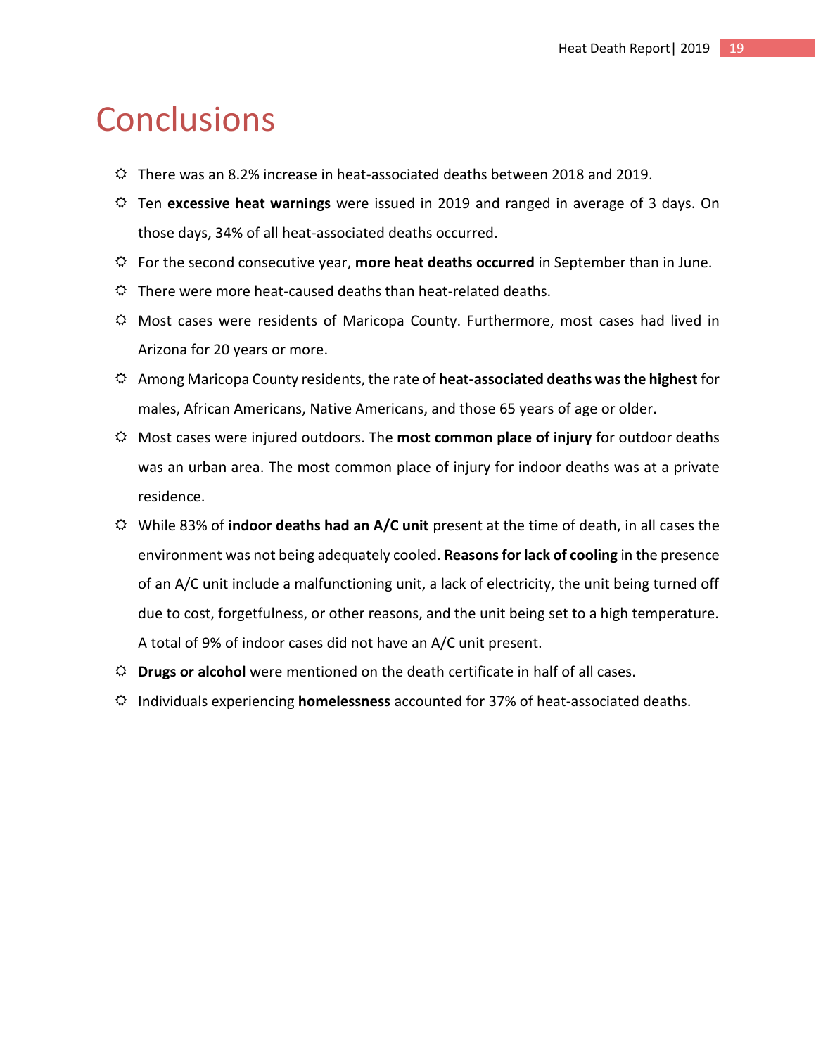# Conclusions

- There was an 8.2% increase in heat-associated deaths between 2018 and 2019.
- Ten **excessive heat warnings** were issued in 2019 and ranged in average of 3 days. On those days, 34% of all heat-associated deaths occurred.
- For the second consecutive year, **more heat deaths occurred** in September than in June.
- There were more heat-caused deaths than heat-related deaths.
- Most cases were residents of Maricopa County. Furthermore, most cases had lived in Arizona for 20 years or more.
- Among Maricopa County residents, the rate of **heat-associated deaths was the highest** for males, African Americans, Native Americans, and those 65 years of age or older.
- Most cases were injured outdoors. The **most common place of injury** for outdoor deaths was an urban area. The most common place of injury for indoor deaths was at a private residence.
- While 83% of **indoor deaths had an A/C unit** present at the time of death, in all cases the environment was not being adequately cooled. **Reasons for lack of cooling** in the presence of an A/C unit include a malfunctioning unit, a lack of electricity, the unit being turned off due to cost, forgetfulness, or other reasons, and the unit being set to a high temperature. A total of 9% of indoor cases did not have an A/C unit present.
- **Drugs or alcohol** were mentioned on the death certificate in half of all cases.
- Individuals experiencing **homelessness** accounted for 37% of heat-associated deaths.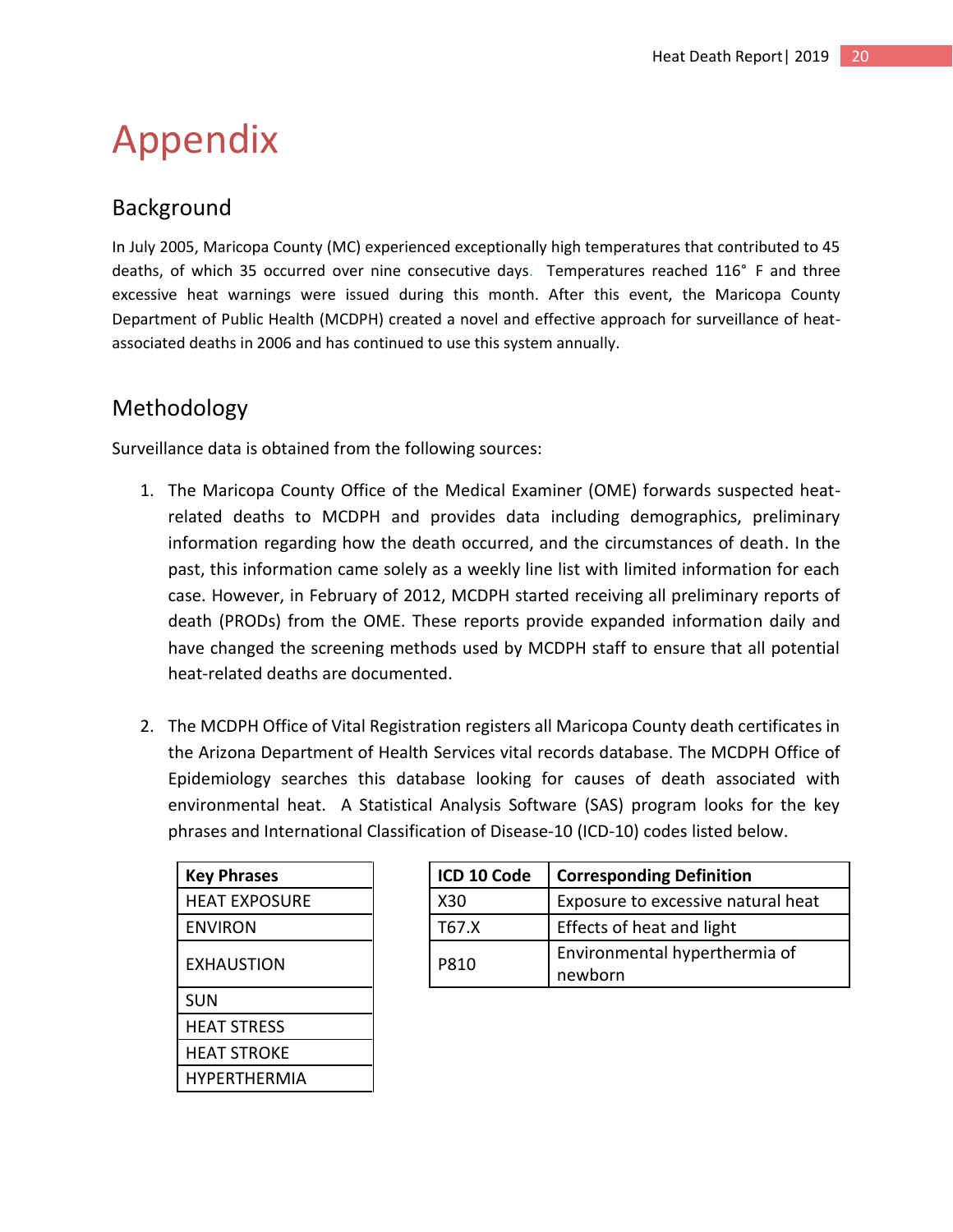# Appendix

## Background

In July 2005, Maricopa County (MC) experienced exceptionally high temperatures that contributed to 45 deaths, of which 35 occurred over nine consecutive days. Temperatures reached 116° F and three excessive heat warnings were issued during this month. After this event, the Maricopa County Department of Public Health (MCDPH) created a novel and effective approach for surveillance of heat-associated deaths in 2006 and has continued to use this system annually.

## Methodology

Surveillance data is obtained from the following sources:

1. The Maricopa County Office of the Medical Examiner (OME) forwards suspected heat-related deaths to MCDPH and provides data including demographics, preliminary information regarding how the death occurred, and the circumstances of death. In the past, this information came solely as a weekly line list with limited information for each case. However, in February of 2012, MCDPH started receiving all preliminary reports of death (PRODs) from the OME. These reports provide expanded information daily and have changed the screening methods used by MCDPH staff to ensure that all potential heat-related deaths are documented.

2. The MCDPH Office of Vital Registration registers all Maricopa County death certificates in the Arizona Department of Health Services vital records database. The MCDPH Office of Epidemiology searches this database looking for causes of death associated with environmental heat. A Statistical Analysis Software (SAS) program looks for the key phrases and International Classification of Disease-10 (ICD-10) codes listed below.

| Key Phrases |
|---|
| HEAT EXPOSURE |
| ENVIRON |
| EXHAUSTION |
| SUN |
| HEAT STRESS |
| HEAT STROKE |
| HYPERTHERMIA |

| ICD 10 Code | Corresponding Definition |
|---|---|
| X30 | Exposure to excessive natural heat |
| T67.X | Effects of heat and light |
| P810 | Environmental hyperthermia of newborn |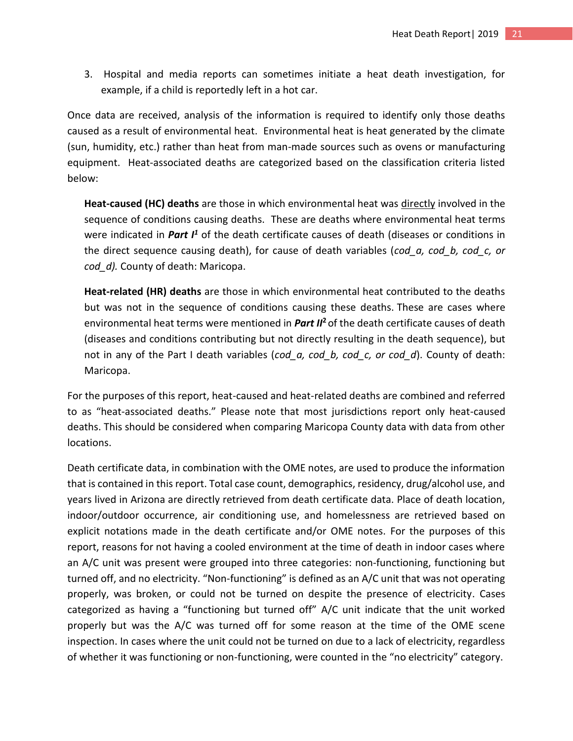3. Hospital and media reports can sometimes initiate a heat death investigation, for example, if a child is reportedly left in a hot car.

Once data are received, analysis of the information is required to identify only those deaths caused as a result of environmental heat. Environmental heat is heat generated by the climate (sun, humidity, etc.) rather than heat from man-made sources such as ovens or manufacturing equipment. Heat-associated deaths are categorized based on the classification criteria listed below:

> **Heat-caused (HC) deaths** are those in which environmental heat was <u>directly</u> involved in the sequence of conditions causing deaths. These are deaths where environmental heat terms were indicated in ***Part I***[1] of the death certificate causes of death (diseases or conditions in the direct sequence causing death), for cause of death variables (*cod_a, cod_b, cod_c, or cod_d).* County of death: Maricopa.
>
> **Heat-related (HR) deaths** are those in which environmental heat contributed to the deaths but was not in the sequence of conditions causing these deaths. These are cases where environmental heat terms were mentioned in ***Part II***[2] of the death certificate causes of death (diseases and conditions contributing but not directly resulting in the death sequence), but not in any of the Part I death variables (*cod_a, cod_b, cod_c, or cod_d*). County of death: Maricopa.

For the purposes of this report, heat-caused and heat-related deaths are combined and referred to as "heat-associated deaths." Please note that most jurisdictions report only heat-caused deaths. This should be considered when comparing Maricopa County data with data from other locations.

Death certificate data, in combination with the OME notes, are used to produce the information that is contained in this report. Total case count, demographics, residency, drug/alcohol use, and years lived in Arizona are directly retrieved from death certificate data. Place of death location, indoor/outdoor occurrence, air conditioning use, and homelessness are retrieved based on explicit notations made in the death certificate and/or OME notes. For the purposes of this report, reasons for not having a cooled environment at the time of death in indoor cases where an A/C unit was present were grouped into three categories: non-functioning, functioning but turned off, and no electricity. "Non-functioning" is defined as an A/C unit that was not operating properly, was broken, or could not be turned on despite the presence of electricity. Cases categorized as having a "functioning but turned off" A/C unit indicate that the unit worked properly but was the A/C was turned off for some reason at the time of the OME scene inspection. In cases where the unit could not be turned on due to a lack of electricity, regardless of whether it was functioning or non-functioning, were counted in the "no electricity" category.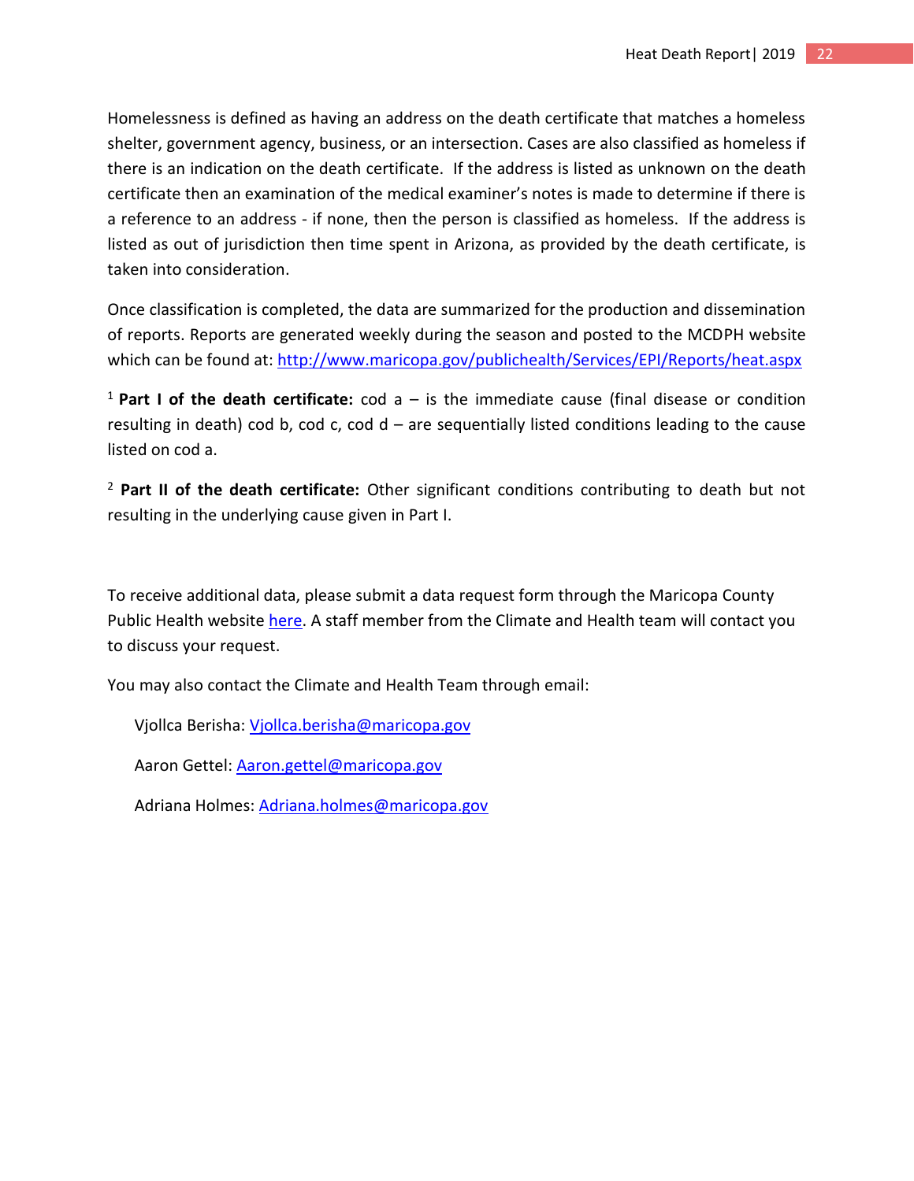Homelessness is defined as having an address on the death certificate that matches a homeless shelter, government agency, business, or an intersection. Cases are also classified as homeless if there is an indication on the death certificate. If the address is listed as unknown on the death certificate then an examination of the medical examiner's notes is made to determine if there is a reference to an address - if none, then the person is classified as homeless. If the address is listed as out of jurisdiction then time spent in Arizona, as provided by the death certificate, is taken into consideration.

Once classification is completed, the data are summarized for the production and dissemination of reports. Reports are generated weekly during the season and posted to the MCDPH website which can be found at: http://www.maricopa.gov/publichealth/Services/EPI/Reports/heat.aspx

[1] **Part I of the death certificate:** cod a – is the immediate cause (final disease or condition resulting in death) cod b, cod c, cod d – are sequentially listed conditions leading to the cause listed on cod a.

[2] **Part II of the death certificate:** Other significant conditions contributing to death but not resulting in the underlying cause given in Part I.

To receive additional data, please submit a data request form through the Maricopa County Public Health website here. A staff member from the Climate and Health team will contact you to discuss your request.

You may also contact the Climate and Health Team through email:

Vjollca Berisha: Vjollca.berisha@maricopa.gov

Aaron Gettel: Aaron.gettel@maricopa.gov

Adriana Holmes: Adriana.holmes@maricopa.gov